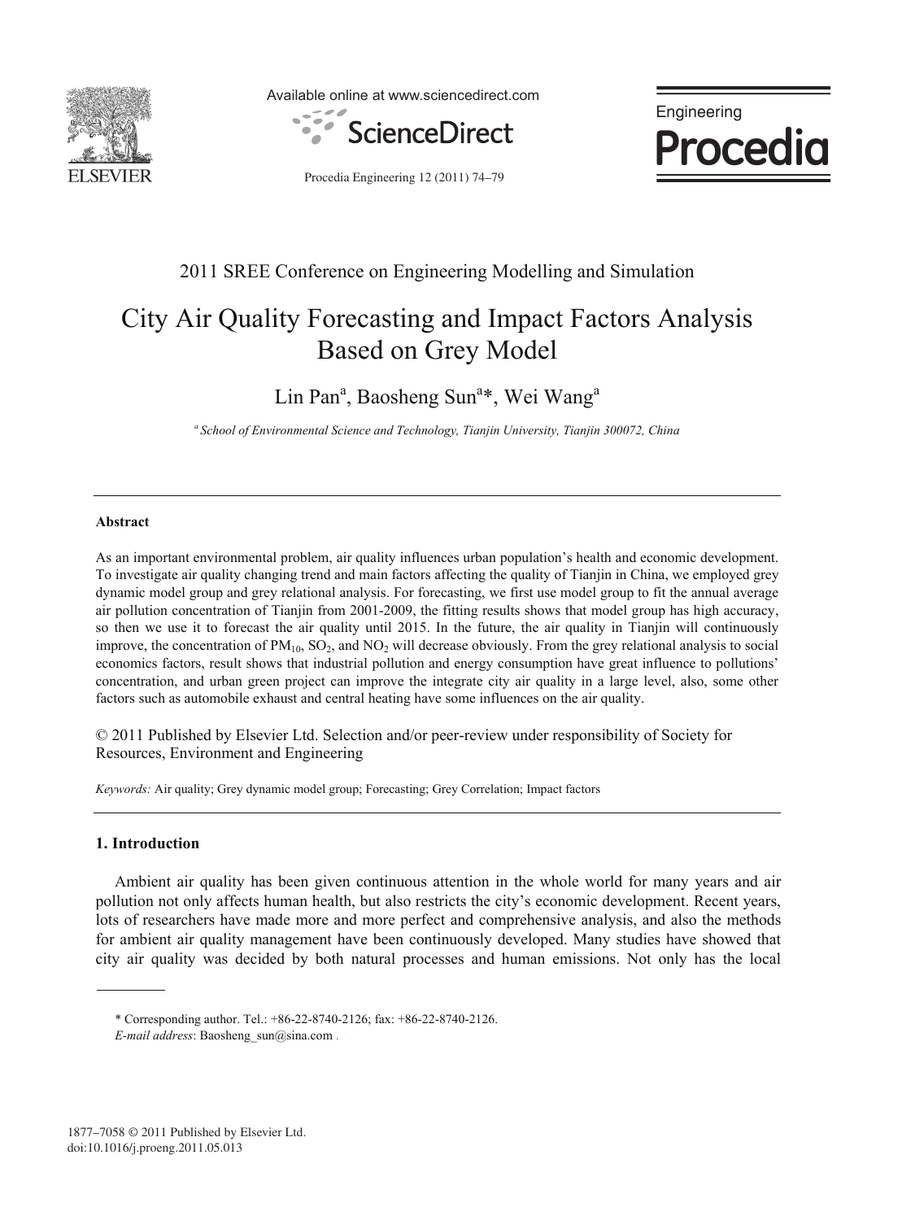2011 SREE Conference on Engineering Modelling and Simulation

# City Air Quality Forecasting and Impact Factors Analysis Based on Grey Model

Lin Pan[a], Baosheng Sun[a]*, Wei Wang[a]

[a] *School of Environmental Science and Technology, Tianjin University, Tianjin 300072, China*

---

## Abstract

As an important environmental problem, air quality influences urban population's health and economic development. To investigate air quality changing trend and main factors affecting the quality of Tianjin in China, we employed grey dynamic model group and grey relational analysis. For forecasting, we first use model group to fit the annual average air pollution concentration of Tianjin from 2001-2009, the fitting results shows that model group has high accuracy, so then we use it to forecast the air quality until 2015. In the future, the air quality in Tianjin will continuously improve, the concentration of $PM_{10}$, $SO_2$, and $NO_2$ will decrease obviously. From the grey relational analysis to social economics factors, result shows that industrial pollution and energy consumption have great influence to pollutions' concentration, and urban green project can improve the integrate city air quality in a large level, also, some other factors such as automobile exhaust and central heating have some influences on the air quality.

© 2011 Published by Elsevier Ltd. Selection and/or peer-review under responsibility of Society for Resources, Environment and Engineering

*Keywords:* Air quality; Grey dynamic model group; Forecasting; Grey Correlation; Impact factors

---

## 1. Introduction

Ambient air quality has been given continuous attention in the whole world for many years and air pollution not only affects human health, but also restricts the city's economic development. Recent years, lots of researchers have made more and more perfect and comprehensive analysis, and also the methods for ambient air quality management have been continuously developed. Many studies have showed that city air quality was decided by both natural processes and human emissions. Not only has the local

---

\* Corresponding author. Tel.: +86-22-8740-2126; fax: +86-22-8740-2126.

*E-mail address*: Baosheng_sun@sina.com .

1877–7058 © 2011 Published by Elsevier Ltd.
doi:10.1016/j.proeng.2011.05.013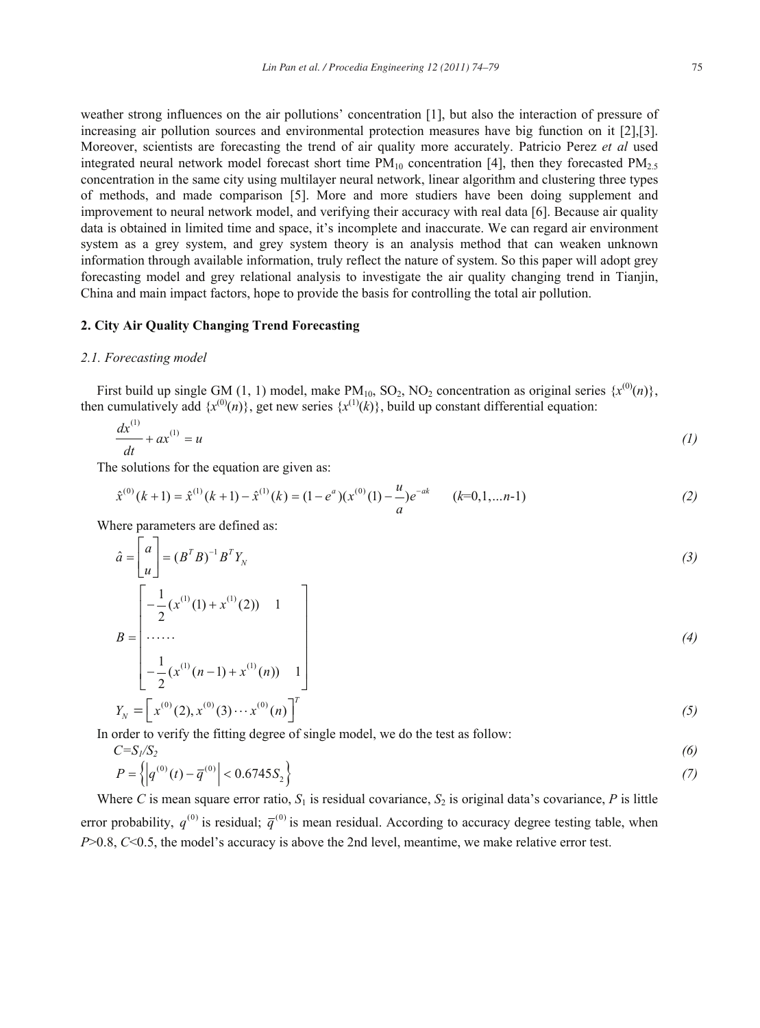weather strong influences on the air pollutions' concentration [1], but also the interaction of pressure of increasing air pollution sources and environmental protection measures have big function on it [2],[3]. Moreover, scientists are forecasting the trend of air quality more accurately. Patricio Perez *et al* used integrated neural network model forecast short time $PM_{10}$ concentration [4], then they forecasted $PM_{2.5}$ concentration in the same city using multilayer neural network, linear algorithm and clustering three types of methods, and made comparison [5]. More and more studiers have been doing supplement and improvement to neural network model, and verifying their accuracy with real data [6]. Because air quality data is obtained in limited time and space, it's incomplete and inaccurate. We can regard air environment system as a grey system, and grey system theory is an analysis method that can weaken unknown information through available information, truly reflect the nature of system. So this paper will adopt grey forecasting model and grey relational analysis to investigate the air quality changing trend in Tianjin, China and main impact factors, hope to provide the basis for controlling the total air pollution.

## 2. City Air Quality Changing Trend Forecasting

### *2.1. Forecasting model*

First build up single GM (1, 1) model, make $PM_{10}$, $SO_2$, $NO_2$ concentration as original series $\{x^{(0)}(n)\}$, then cumulatively add $\{x^{(0)}(n)\}$, get new series $\{x^{(1)}(k)\}$, build up constant differential equation:

$$\frac{dx^{(1)}}{dt} + ax^{(1)} = u \tag{1}$$

The solutions for the equation are given as:

$$\hat{x}^{(0)}(k+1) = \hat{x}^{(1)}(k+1) - \hat{x}^{(1)}(k) = (1-e^{a})(x^{(0)}(1) - \frac{u}{a})e^{-ak} \qquad (k=0,1,...n-1) \tag{2}$$

Where parameters are defined as:

$$\hat{a} = \begin{bmatrix} a \\ u \end{bmatrix} = (B^T B)^{-1} B^T Y_N \tag{3}$$

$$B = \begin{bmatrix} -\frac{1}{2}(x^{(1)}(1) + x^{(1)}(2)) & 1 \\ \cdots\cdots & \\ -\frac{1}{2}(x^{(1)}(n-1) + x^{(1)}(n)) & 1 \end{bmatrix} \tag{4}$$

$$Y_N = \left[ x^{(0)}(2), x^{(0)}(3) \cdots x^{(0)}(n) \right]^T \tag{5}$$

In order to verify the fitting degree of single model, we do the test as follow:

$$C = S_1/S_2 \tag{6}$$

$$P = \left\{ \left| q^{(0)}(t) - \overline{q}^{(0)} \right| < 0.6745 S_2 \right\} \tag{7}$$

Where $C$ is mean square error ratio, $S_1$ is residual covariance, $S_2$ is original data's covariance, $P$ is little error probability, $q^{(0)}$ is residual; $\overline{q}^{(0)}$ is mean residual. According to accuracy degree testing table, when $P>0.8$, $C<0.5$, the model's accuracy is above the 2nd level, meantime, we make relative error test.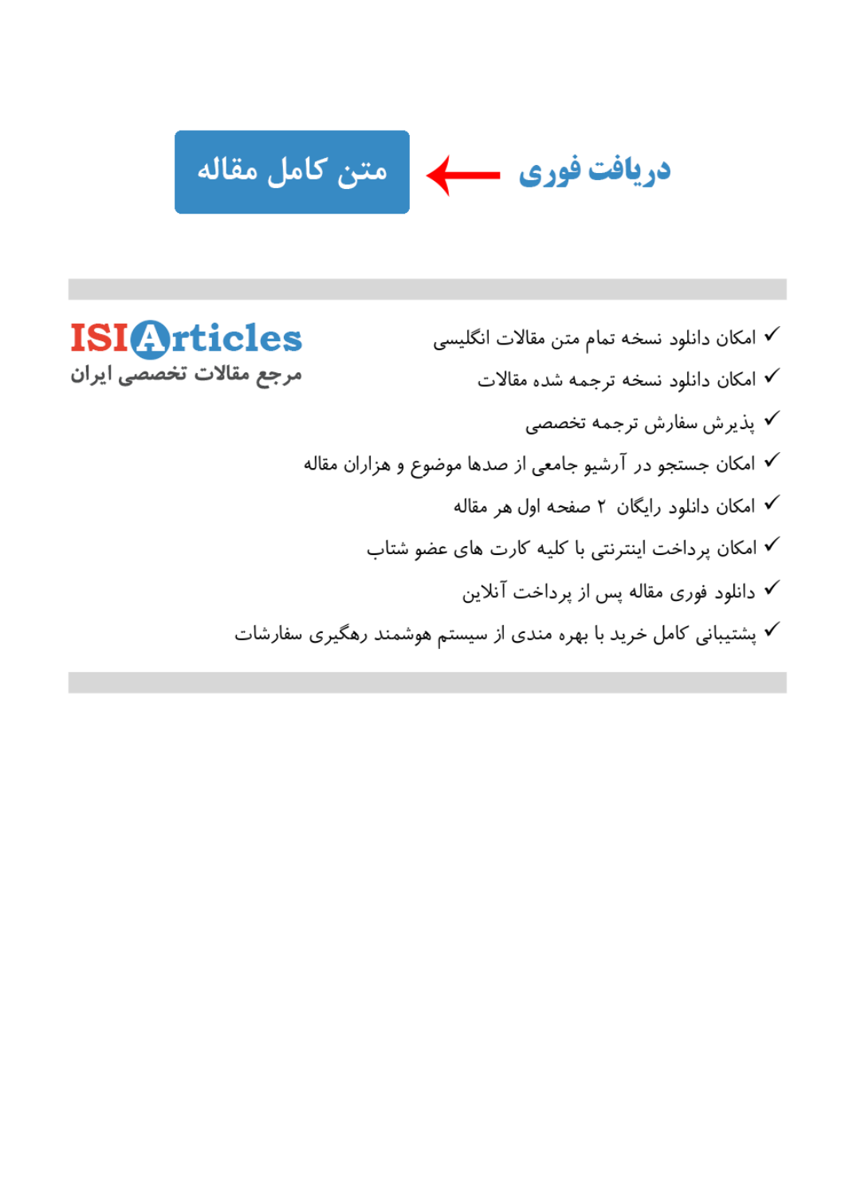دریافت فوری ← متن کامل مقاله

**ISIArticles**
مرجع مقالات تخصصی ایران

- ✓ امکان دانلود نسخه تمام متن مقالات انگلیسی
- ✓ امکان دانلود نسخه ترجمه شده مقالات
- ✓ پذیرش سفارش ترجمه تخصصی
- ✓ امکان جستجو در آرشیو جامعی از صدها موضوع و هزاران مقاله
- ✓ امکان دانلود رایگان ۲ صفحه اول هر مقاله
- ✓ امکان پرداخت اینترنتی با کلیه کارت های عضو شتاب
- ✓ دانلود فوری مقاله پس از پرداخت آنلاین
- ✓ پشتیبانی کامل خرید با بهره مندی از سیستم هوشمند رهگیری سفارشات